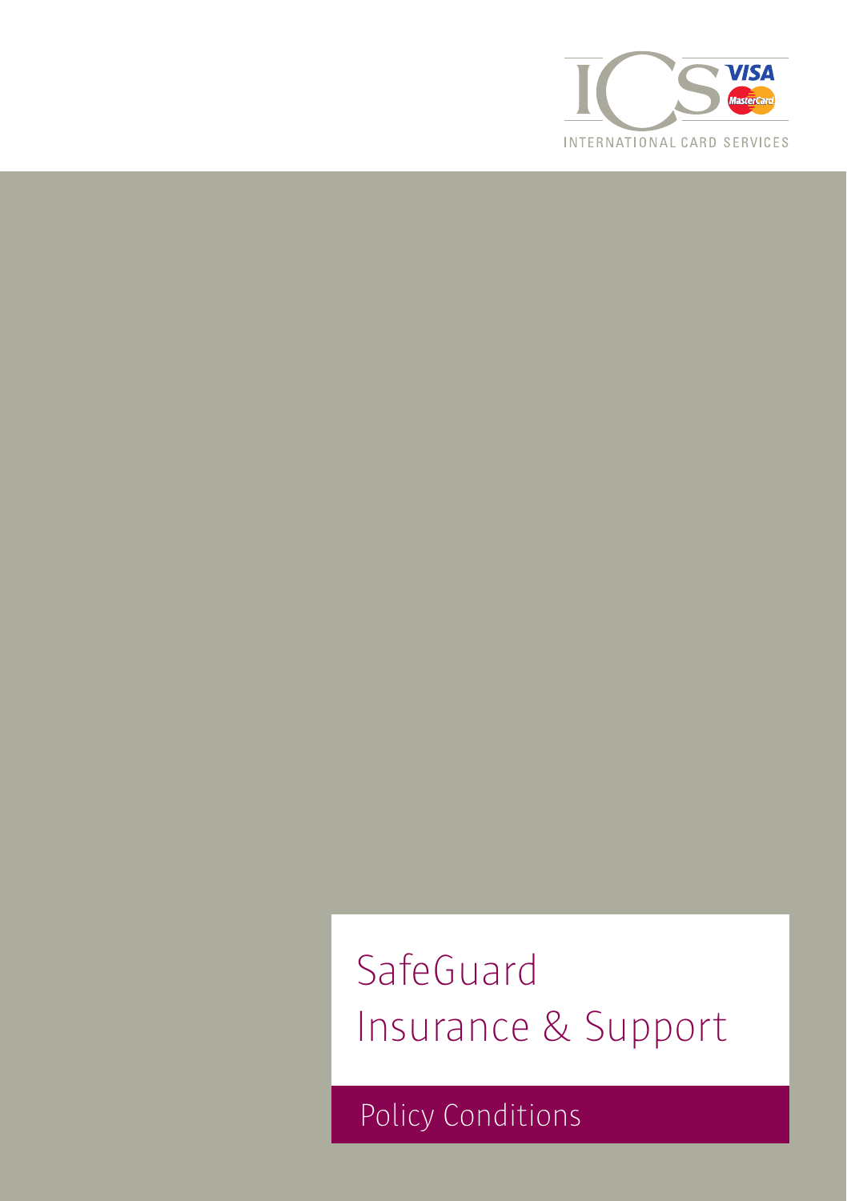ICS

INTERNATIONAL CARD SERVICES

VISA MasterCard

# SafeGuard
# Insurance & Support

## Policy Conditions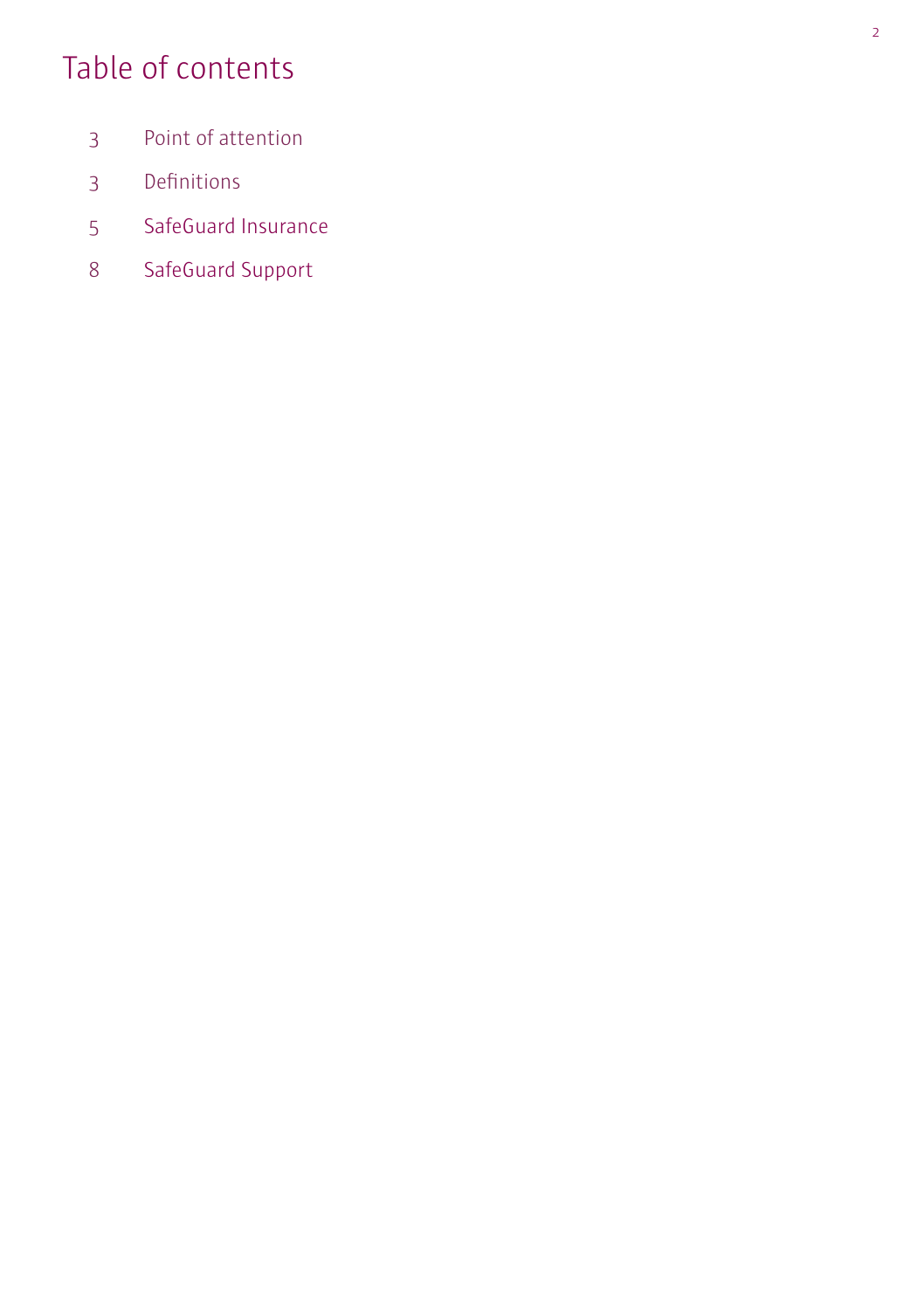# Table of contents

| | |
|---|---|
| 3 | Point of attention |
| 3 | Definitions |
| 5 | SafeGuard Insurance |
| 8 | SafeGuard Support |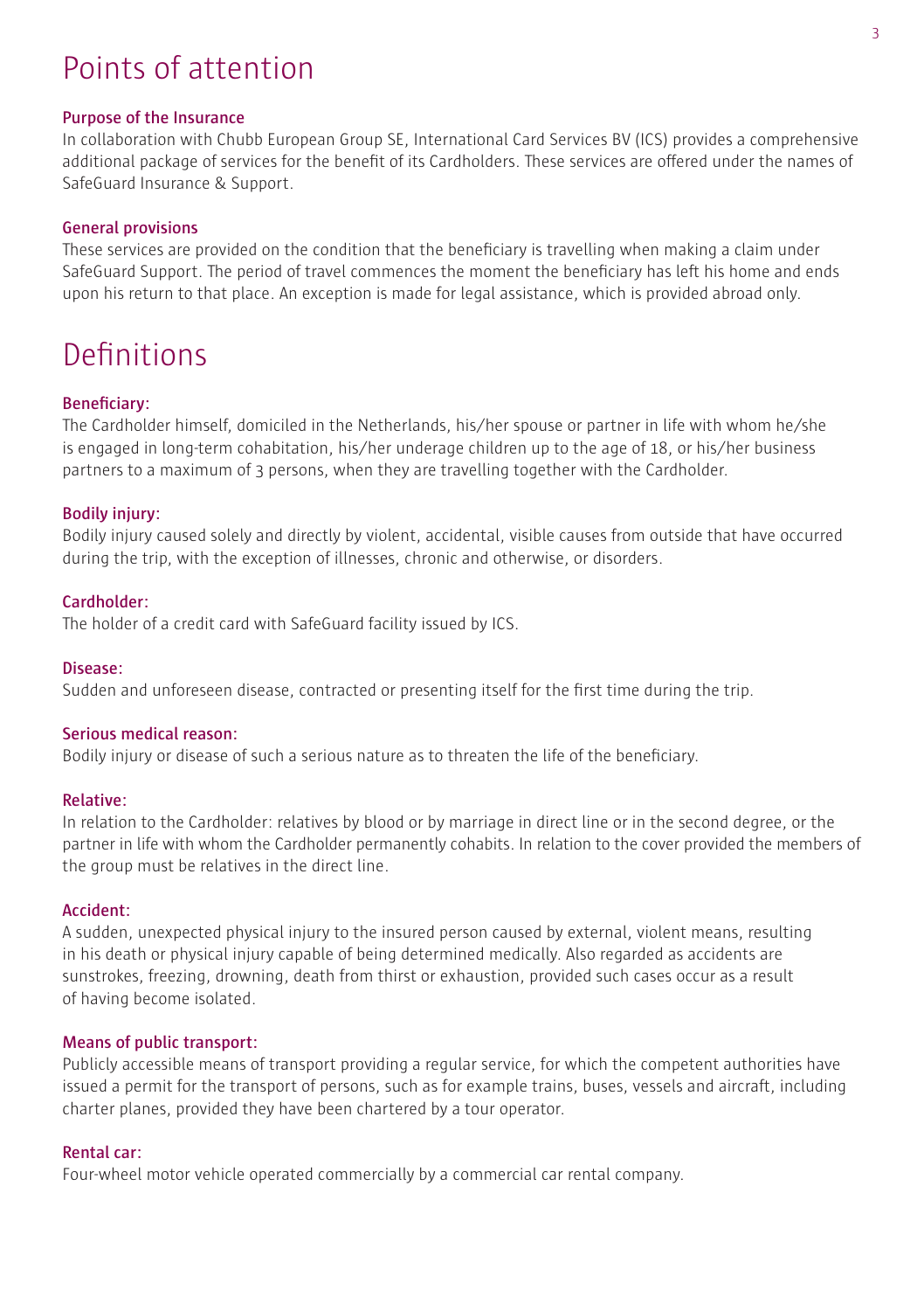# Points of attention

### Purpose of the Insurance

In collaboration with Chubb European Group SE, International Card Services BV (ICS) provides a comprehensive additional package of services for the benefit of its Cardholders. These services are offered under the names of SafeGuard Insurance & Support.

### General provisions

These services are provided on the condition that the beneficiary is travelling when making a claim under SafeGuard Support. The period of travel commences the moment the beneficiary has left his home and ends upon his return to that place. An exception is made for legal assistance, which is provided abroad only.

# Definitions

### Beneficiary:

The Cardholder himself, domiciled in the Netherlands, his/her spouse or partner in life with whom he/she is engaged in long-term cohabitation, his/her underage children up to the age of 18, or his/her business partners to a maximum of 3 persons, when they are travelling together with the Cardholder.

### Bodily injury:

Bodily injury caused solely and directly by violent, accidental, visible causes from outside that have occurred during the trip, with the exception of illnesses, chronic and otherwise, or disorders.

### Cardholder:

The holder of a credit card with SafeGuard facility issued by ICS.

### Disease:

Sudden and unforeseen disease, contracted or presenting itself for the first time during the trip.

### Serious medical reason:

Bodily injury or disease of such a serious nature as to threaten the life of the beneficiary.

### Relative:

In relation to the Cardholder: relatives by blood or by marriage in direct line or in the second degree, or the partner in life with whom the Cardholder permanently cohabits. In relation to the cover provided the members of the group must be relatives in the direct line.

### Accident:

A sudden, unexpected physical injury to the insured person caused by external, violent means, resulting in his death or physical injury capable of being determined medically. Also regarded as accidents are sunstrokes, freezing, drowning, death from thirst or exhaustion, provided such cases occur as a result of having become isolated.

### Means of public transport:

Publicly accessible means of transport providing a regular service, for which the competent authorities have issued a permit for the transport of persons, such as for example trains, buses, vessels and aircraft, including charter planes, provided they have been chartered by a tour operator.

### Rental car:

Four-wheel motor vehicle operated commercially by a commercial car rental company.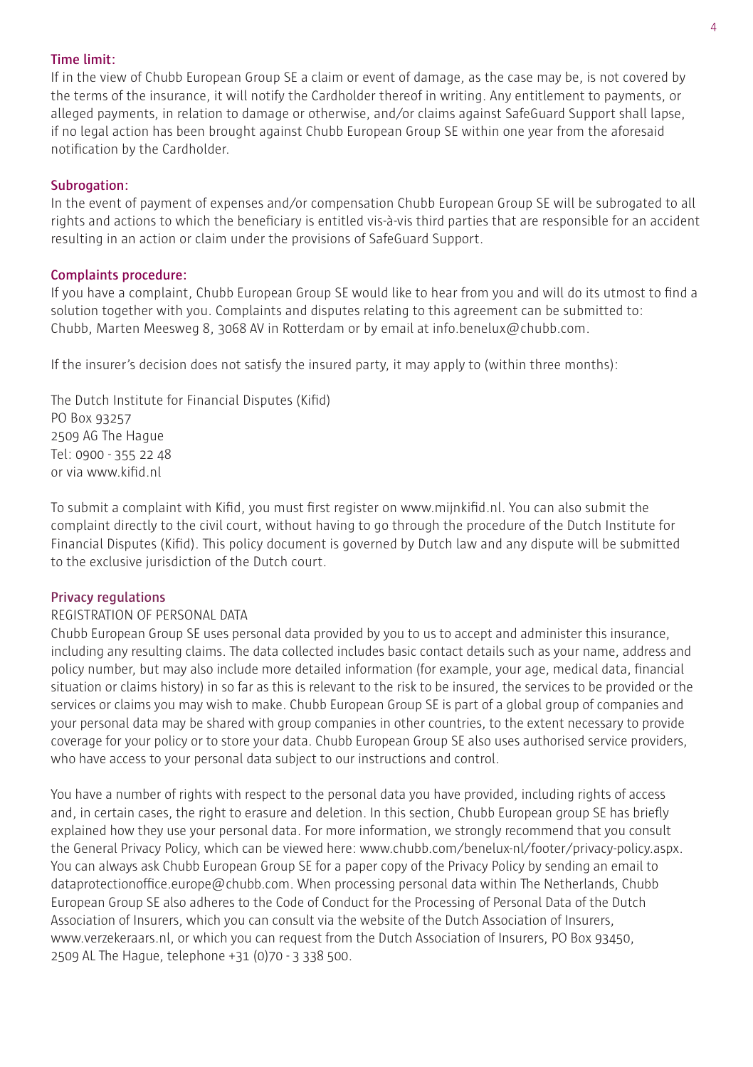### Time limit:

If in the view of Chubb European Group SE a claim or event of damage, as the case may be, is not covered by the terms of the insurance, it will notify the Cardholder thereof in writing. Any entitlement to payments, or alleged payments, in relation to damage or otherwise, and/or claims against SafeGuard Support shall lapse, if no legal action has been brought against Chubb European Group SE within one year from the aforesaid notification by the Cardholder.

### Subrogation:

In the event of payment of expenses and/or compensation Chubb European Group SE will be subrogated to all rights and actions to which the beneficiary is entitled vis-à-vis third parties that are responsible for an accident resulting in an action or claim under the provisions of SafeGuard Support.

### Complaints procedure:

If you have a complaint, Chubb European Group SE would like to hear from you and will do its utmost to find a solution together with you. Complaints and disputes relating to this agreement can be submitted to: Chubb, Marten Meesweg 8, 3068 AV in Rotterdam or by email at info.benelux@chubb.com.

If the insurer's decision does not satisfy the insured party, it may apply to (within three months):

The Dutch Institute for Financial Disputes (Kifid)
PO Box 93257
2509 AG The Hague
Tel: 0900 - 355 22 48
or via www.kifid.nl

To submit a complaint with Kifid, you must first register on www.mijnkifid.nl. You can also submit the complaint directly to the civil court, without having to go through the procedure of the Dutch Institute for Financial Disputes (Kifid). This policy document is governed by Dutch law and any dispute will be submitted to the exclusive jurisdiction of the Dutch court.

### Privacy regulations

REGISTRATION OF PERSONAL DATA

Chubb European Group SE uses personal data provided by you to us to accept and administer this insurance, including any resulting claims. The data collected includes basic contact details such as your name, address and policy number, but may also include more detailed information (for example, your age, medical data, financial situation or claims history) in so far as this is relevant to the risk to be insured, the services to be provided or the services or claims you may wish to make. Chubb European Group SE is part of a global group of companies and your personal data may be shared with group companies in other countries, to the extent necessary to provide coverage for your policy or to store your data. Chubb European Group SE also uses authorised service providers, who have access to your personal data subject to our instructions and control.

You have a number of rights with respect to the personal data you have provided, including rights of access and, in certain cases, the right to erasure and deletion. In this section, Chubb European group SE has briefly explained how they use your personal data. For more information, we strongly recommend that you consult the General Privacy Policy, which can be viewed here: www.chubb.com/benelux-nl/footer/privacy-policy.aspx. You can always ask Chubb European Group SE for a paper copy of the Privacy Policy by sending an email to dataprotectionoffice.europe@chubb.com. When processing personal data within The Netherlands, Chubb European Group SE also adheres to the Code of Conduct for the Processing of Personal Data of the Dutch Association of Insurers, which you can consult via the website of the Dutch Association of Insurers, www.verzekeraars.nl, or which you can request from the Dutch Association of Insurers, PO Box 93450, 2509 AL The Hague, telephone +31 (0)70 - 3 338 500.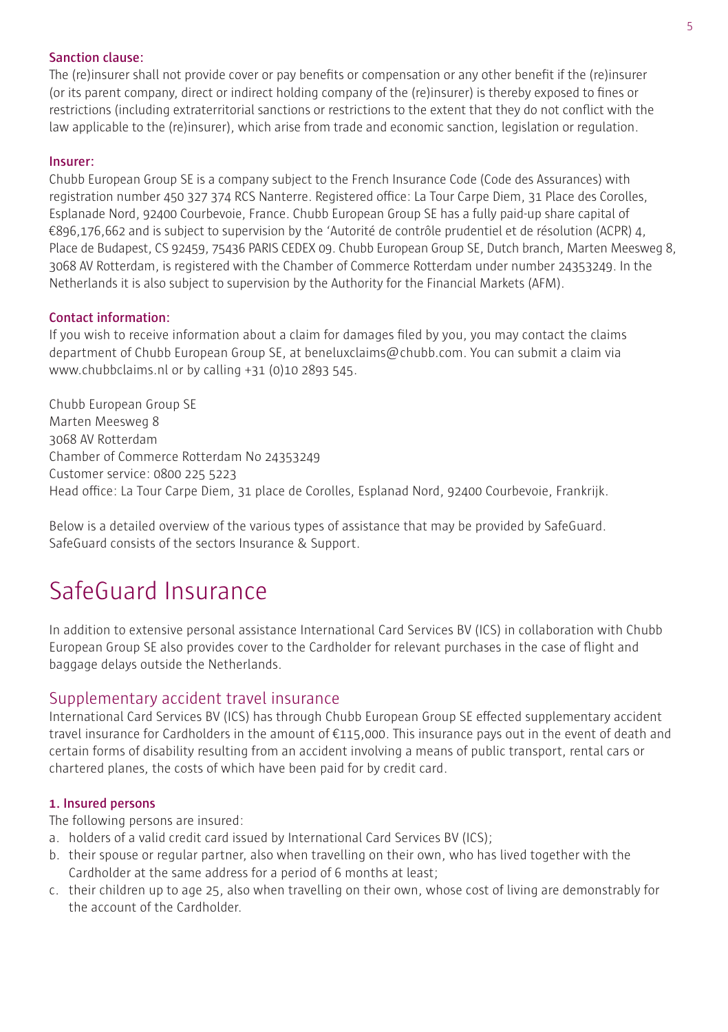#### Sanction clause:

The (re)insurer shall not provide cover or pay benefits or compensation or any other benefit if the (re)insurer (or its parent company, direct or indirect holding company of the (re)insurer) is thereby exposed to fines or restrictions (including extraterritorial sanctions or restrictions to the extent that they do not conflict with the law applicable to the (re)insurer), which arise from trade and economic sanction, legislation or regulation.

#### Insurer:

Chubb European Group SE is a company subject to the French Insurance Code (Code des Assurances) with registration number 450 327 374 RCS Nanterre. Registered office: La Tour Carpe Diem, 31 Place des Corolles, Esplanade Nord, 92400 Courbevoie, France. Chubb European Group SE has a fully paid-up share capital of €896,176,662 and is subject to supervision by the 'Autorité de contrôle prudentiel et de résolution (ACPR) 4, Place de Budapest, CS 92459, 75436 PARIS CEDEX 09. Chubb European Group SE, Dutch branch, Marten Meesweg 8, 3068 AV Rotterdam, is registered with the Chamber of Commerce Rotterdam under number 24353249. In the Netherlands it is also subject to supervision by the Authority for the Financial Markets (AFM).

#### Contact information:

If you wish to receive information about a claim for damages filed by you, you may contact the claims department of Chubb European Group SE, at beneluxclaims@chubb.com. You can submit a claim via www.chubbclaims.nl or by calling +31 (0)10 2893 545.

Chubb European Group SE
Marten Meesweg 8
3068 AV Rotterdam
Chamber of Commerce Rotterdam No 24353249
Customer service: 0800 225 5223
Head office: La Tour Carpe Diem, 31 place de Corolles, Esplanad Nord, 92400 Courbevoie, Frankrijk.

Below is a detailed overview of the various types of assistance that may be provided by SafeGuard. SafeGuard consists of the sectors Insurance & Support.

# SafeGuard Insurance

In addition to extensive personal assistance International Card Services BV (ICS) in collaboration with Chubb European Group SE also provides cover to the Cardholder for relevant purchases in the case of flight and baggage delays outside the Netherlands.

## Supplementary accident travel insurance

International Card Services BV (ICS) has through Chubb European Group SE effected supplementary accident travel insurance for Cardholders in the amount of €115,000. This insurance pays out in the event of death and certain forms of disability resulting from an accident involving a means of public transport, rental cars or chartered planes, the costs of which have been paid for by credit card.

#### 1. Insured persons

The following persons are insured:

a. holders of a valid credit card issued by International Card Services BV (ICS);
b. their spouse or regular partner, also when travelling on their own, who has lived together with the Cardholder at the same address for a period of 6 months at least;
c. their children up to age 25, also when travelling on their own, whose cost of living are demonstrably for the account of the Cardholder.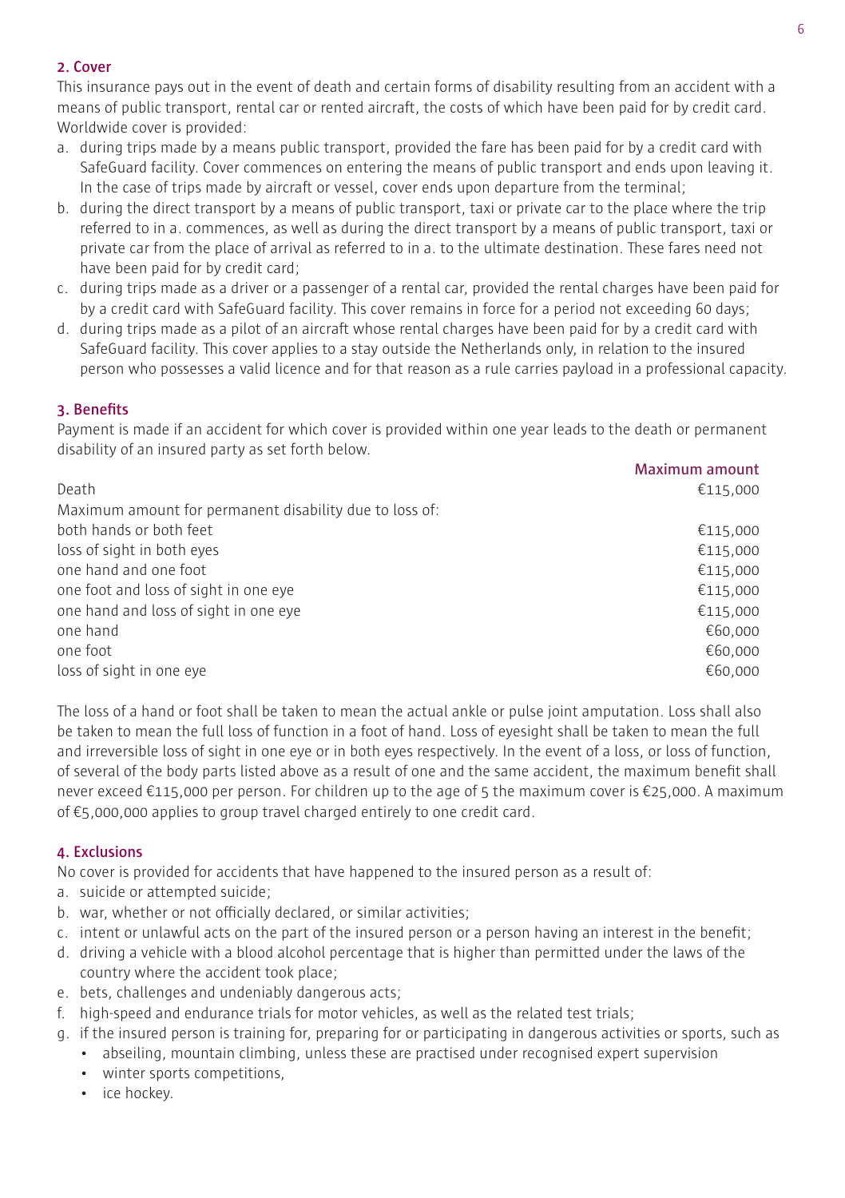## 2. Cover

This insurance pays out in the event of death and certain forms of disability resulting from an accident with a means of public transport, rental car or rented aircraft, the costs of which have been paid for by credit card. Worldwide cover is provided:

a. during trips made by a means public transport, provided the fare has been paid for by a credit card with SafeGuard facility. Cover commences on entering the means of public transport and ends upon leaving it. In the case of trips made by aircraft or vessel, cover ends upon departure from the terminal;
b. during the direct transport by a means of public transport, taxi or private car to the place where the trip referred to in a. commences, as well as during the direct transport by a means of public transport, taxi or private car from the place of arrival as referred to in a. to the ultimate destination. These fares need not have been paid for by credit card;
c. during trips made as a driver or a passenger of a rental car, provided the rental charges have been paid for by a credit card with SafeGuard facility. This cover remains in force for a period not exceeding 60 days;
d. during trips made as a pilot of an aircraft whose rental charges have been paid for by a credit card with SafeGuard facility. This cover applies to a stay outside the Netherlands only, in relation to the insured person who possesses a valid licence and for that reason as a rule carries payload in a professional capacity.

## 3. Benefits

Payment is made if an accident for which cover is provided within one year leads to the death or permanent disability of an insured party as set forth below.

| | Maximum amount |
|---|---|
| Death | €115,000 |
| Maximum amount for permanent disability due to loss of: | |
| both hands or both feet | €115,000 |
| loss of sight in both eyes | €115,000 |
| one hand and one foot | €115,000 |
| one foot and loss of sight in one eye | €115,000 |
| one hand and loss of sight in one eye | €115,000 |
| one hand | €60,000 |
| one foot | €60,000 |
| loss of sight in one eye | €60,000 |

The loss of a hand or foot shall be taken to mean the actual ankle or pulse joint amputation. Loss shall also be taken to mean the full loss of function in a foot of hand. Loss of eyesight shall be taken to mean the full and irreversible loss of sight in one eye or in both eyes respectively. In the event of a loss, or loss of function, of several of the body parts listed above as a result of one and the same accident, the maximum benefit shall never exceed €115,000 per person. For children up to the age of 5 the maximum cover is €25,000. A maximum of €5,000,000 applies to group travel charged entirely to one credit card.

## 4. Exclusions

No cover is provided for accidents that have happened to the insured person as a result of:

a. suicide or attempted suicide;
b. war, whether or not officially declared, or similar activities;
c. intent or unlawful acts on the part of the insured person or a person having an interest in the benefit;
d. driving a vehicle with a blood alcohol percentage that is higher than permitted under the laws of the country where the accident took place;
e. bets, challenges and undeniably dangerous acts;
f. high-speed and endurance trials for motor vehicles, as well as the related test trials;
g. if the insured person is training for, preparing for or participating in dangerous activities or sports, such as
   - abseiling, mountain climbing, unless these are practised under recognised expert supervision
   - winter sports competitions,
   - ice hockey.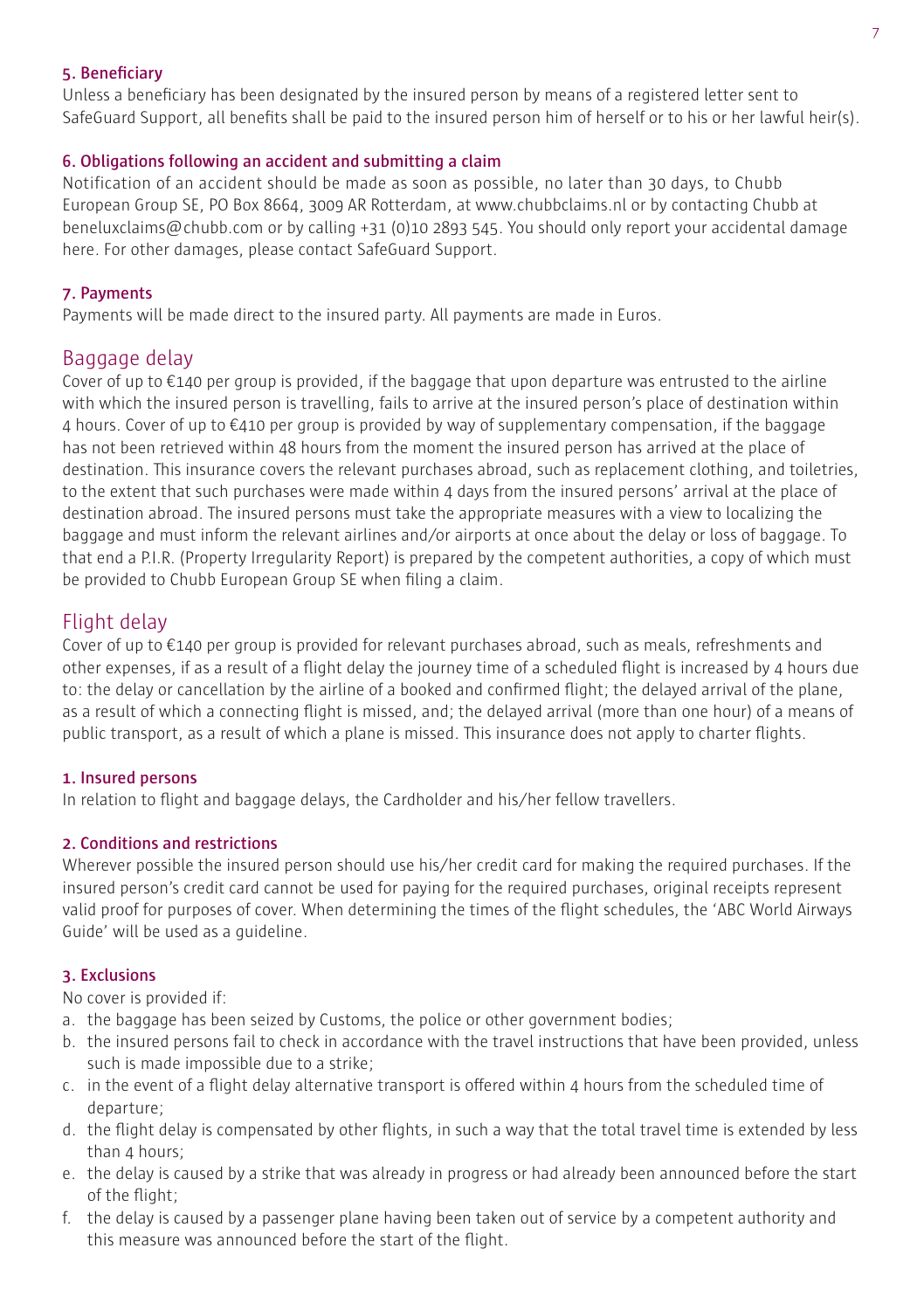#### 5. Beneficiary

Unless a beneficiary has been designated by the insured person by means of a registered letter sent to SafeGuard Support, all benefits shall be paid to the insured person him of herself or to his or her lawful heir(s).

#### 6. Obligations following an accident and submitting a claim

Notification of an accident should be made as soon as possible, no later than 30 days, to Chubb European Group SE, PO Box 8664, 3009 AR Rotterdam, at www.chubbclaims.nl or by contacting Chubb at beneluxclaims@chubb.com or by calling +31 (0)10 2893 545. You should only report your accidental damage here. For other damages, please contact SafeGuard Support.

#### 7. Payments

Payments will be made direct to the insured party. All payments are made in Euros.

## Baggage delay

Cover of up to €140 per group is provided, if the baggage that upon departure was entrusted to the airline with which the insured person is travelling, fails to arrive at the insured person's place of destination within 4 hours. Cover of up to €410 per group is provided by way of supplementary compensation, if the baggage has not been retrieved within 48 hours from the moment the insured person has arrived at the place of destination. This insurance covers the relevant purchases abroad, such as replacement clothing, and toiletries, to the extent that such purchases were made within 4 days from the insured persons' arrival at the place of destination abroad. The insured persons must take the appropriate measures with a view to localizing the baggage and must inform the relevant airlines and/or airports at once about the delay or loss of baggage. To that end a P.I.R. (Property Irregularity Report) is prepared by the competent authorities, a copy of which must be provided to Chubb European Group SE when filing a claim.

## Flight delay

Cover of up to €140 per group is provided for relevant purchases abroad, such as meals, refreshments and other expenses, if as a result of a flight delay the journey time of a scheduled flight is increased by 4 hours due to: the delay or cancellation by the airline of a booked and confirmed flight; the delayed arrival of the plane, as a result of which a connecting flight is missed, and; the delayed arrival (more than one hour) of a means of public transport, as a result of which a plane is missed. This insurance does not apply to charter flights.

#### 1. Insured persons

In relation to flight and baggage delays, the Cardholder and his/her fellow travellers.

#### 2. Conditions and restrictions

Wherever possible the insured person should use his/her credit card for making the required purchases. If the insured person's credit card cannot be used for paying for the required purchases, original receipts represent valid proof for purposes of cover. When determining the times of the flight schedules, the 'ABC World Airways Guide' will be used as a guideline.

#### 3. Exclusions

No cover is provided if:

a. the baggage has been seized by Customs, the police or other government bodies;
b. the insured persons fail to check in accordance with the travel instructions that have been provided, unless such is made impossible due to a strike;
c. in the event of a flight delay alternative transport is offered within 4 hours from the scheduled time of departure;
d. the flight delay is compensated by other flights, in such a way that the total travel time is extended by less than 4 hours;
e. the delay is caused by a strike that was already in progress or had already been announced before the start of the flight;
f. the delay is caused by a passenger plane having been taken out of service by a competent authority and this measure was announced before the start of the flight.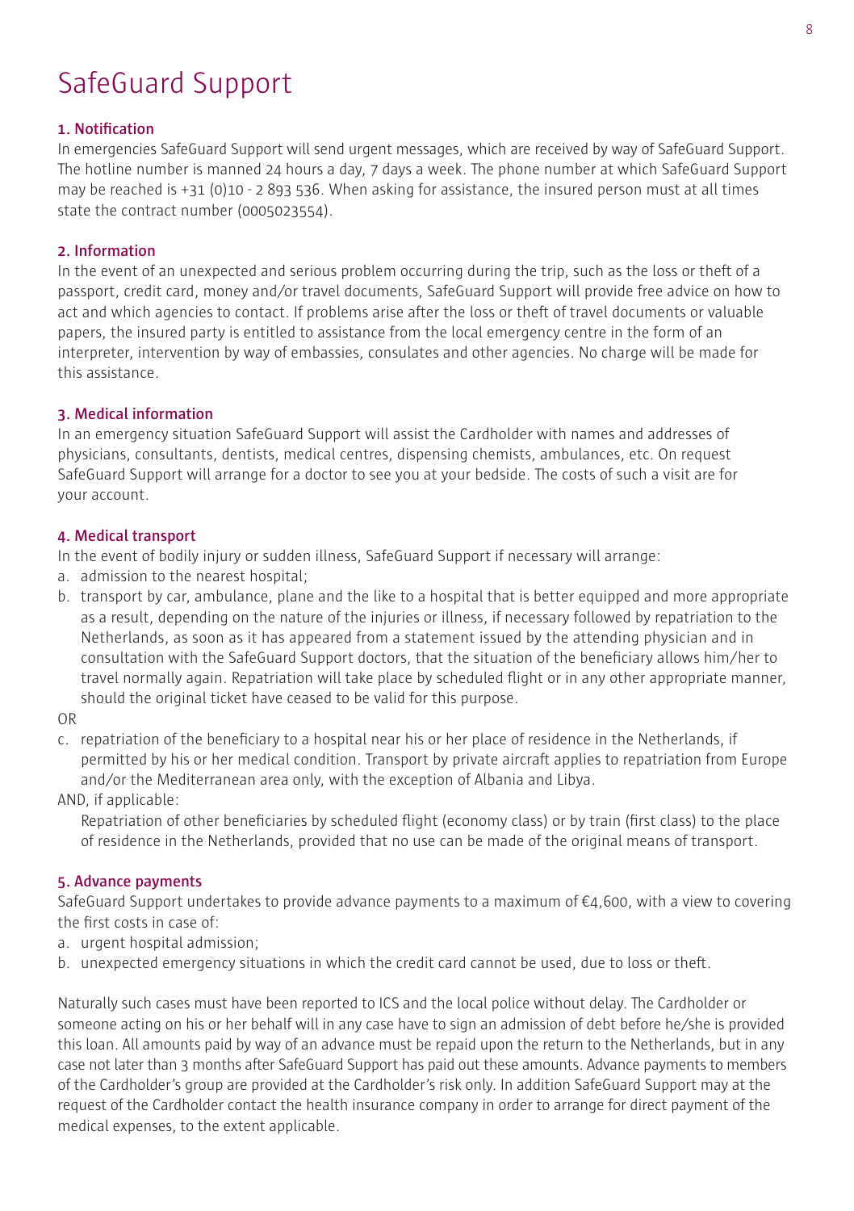# SafeGuard Support

## 1. Notification

In emergencies SafeGuard Support will send urgent messages, which are received by way of SafeGuard Support. The hotline number is manned 24 hours a day, 7 days a week. The phone number at which SafeGuard Support may be reached is +31 (0)10 - 2 893 536. When asking for assistance, the insured person must at all times state the contract number (0005023554).

## 2. Information

In the event of an unexpected and serious problem occurring during the trip, such as the loss or theft of a passport, credit card, money and/or travel documents, SafeGuard Support will provide free advice on how to act and which agencies to contact. If problems arise after the loss or theft of travel documents or valuable papers, the insured party is entitled to assistance from the local emergency centre in the form of an interpreter, intervention by way of embassies, consulates and other agencies. No charge will be made for this assistance.

## 3. Medical information

In an emergency situation SafeGuard Support will assist the Cardholder with names and addresses of physicians, consultants, dentists, medical centres, dispensing chemists, ambulances, etc. On request SafeGuard Support will arrange for a doctor to see you at your bedside. The costs of such a visit are for your account.

## 4. Medical transport

In the event of bodily injury or sudden illness, SafeGuard Support if necessary will arrange:

a. admission to the nearest hospital;
b. transport by car, ambulance, plane and the like to a hospital that is better equipped and more appropriate as a result, depending on the nature of the injuries or illness, if necessary followed by repatriation to the Netherlands, as soon as it has appeared from a statement issued by the attending physician and in consultation with the SafeGuard Support doctors, that the situation of the beneficiary allows him/her to travel normally again. Repatriation will take place by scheduled flight or in any other appropriate manner, should the original ticket have ceased to be valid for this purpose.

OR

c. repatriation of the beneficiary to a hospital near his or her place of residence in the Netherlands, if permitted by his or her medical condition. Transport by private aircraft applies to repatriation from Europe and/or the Mediterranean area only, with the exception of Albania and Libya.

AND, if applicable:

Repatriation of other beneficiaries by scheduled flight (economy class) or by train (first class) to the place of residence in the Netherlands, provided that no use can be made of the original means of transport.

## 5. Advance payments

SafeGuard Support undertakes to provide advance payments to a maximum of €4,600, with a view to covering the first costs in case of:

a. urgent hospital admission;
b. unexpected emergency situations in which the credit card cannot be used, due to loss or theft.

Naturally such cases must have been reported to ICS and the local police without delay. The Cardholder or someone acting on his or her behalf will in any case have to sign an admission of debt before he/she is provided this loan. All amounts paid by way of an advance must be repaid upon the return to the Netherlands, but in any case not later than 3 months after SafeGuard Support has paid out these amounts. Advance payments to members of the Cardholder's group are provided at the Cardholder's risk only. In addition SafeGuard Support may at the request of the Cardholder contact the health insurance company in order to arrange for direct payment of the medical expenses, to the extent applicable.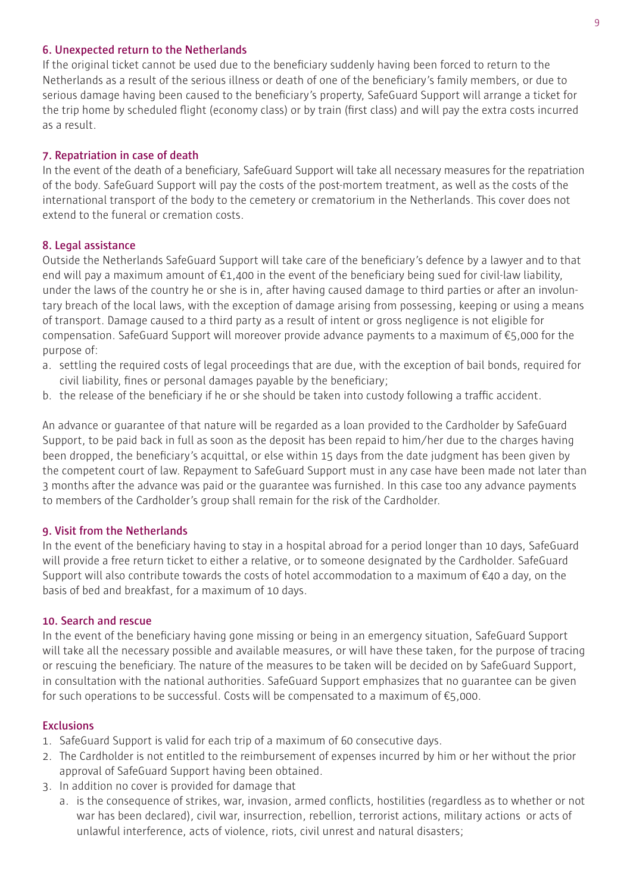### 6. Unexpected return to the Netherlands

If the original ticket cannot be used due to the beneficiary suddenly having been forced to return to the Netherlands as a result of the serious illness or death of one of the beneficiary's family members, or due to serious damage having been caused to the beneficiary's property, SafeGuard Support will arrange a ticket for the trip home by scheduled flight (economy class) or by train (first class) and will pay the extra costs incurred as a result.

### 7. Repatriation in case of death

In the event of the death of a beneficiary, SafeGuard Support will take all necessary measures for the repatriation of the body. SafeGuard Support will pay the costs of the post-mortem treatment, as well as the costs of the international transport of the body to the cemetery or crematorium in the Netherlands. This cover does not extend to the funeral or cremation costs.

### 8. Legal assistance

Outside the Netherlands SafeGuard Support will take care of the beneficiary's defence by a lawyer and to that end will pay a maximum amount of €1,400 in the event of the beneficiary being sued for civil-law liability, under the laws of the country he or she is in, after having caused damage to third parties or after an involuntary breach of the local laws, with the exception of damage arising from possessing, keeping or using a means of transport. Damage caused to a third party as a result of intent or gross negligence is not eligible for compensation. SafeGuard Support will moreover provide advance payments to a maximum of €5,000 for the purpose of:

a. settling the required costs of legal proceedings that are due, with the exception of bail bonds, required for civil liability, fines or personal damages payable by the beneficiary;
b. the release of the beneficiary if he or she should be taken into custody following a traffic accident.

An advance or guarantee of that nature will be regarded as a loan provided to the Cardholder by SafeGuard Support, to be paid back in full as soon as the deposit has been repaid to him/her due to the charges having been dropped, the beneficiary's acquittal, or else within 15 days from the date judgment has been given by the competent court of law. Repayment to SafeGuard Support must in any case have been made not later than 3 months after the advance was paid or the guarantee was furnished. In this case too any advance payments to members of the Cardholder's group shall remain for the risk of the Cardholder.

### 9. Visit from the Netherlands

In the event of the beneficiary having to stay in a hospital abroad for a period longer than 10 days, SafeGuard will provide a free return ticket to either a relative, or to someone designated by the Cardholder. SafeGuard Support will also contribute towards the costs of hotel accommodation to a maximum of €40 a day, on the basis of bed and breakfast, for a maximum of 10 days.

### 10. Search and rescue

In the event of the beneficiary having gone missing or being in an emergency situation, SafeGuard Support will take all the necessary possible and available measures, or will have these taken, for the purpose of tracing or rescuing the beneficiary. The nature of the measures to be taken will be decided on by SafeGuard Support, in consultation with the national authorities. SafeGuard Support emphasizes that no guarantee can be given for such operations to be successful. Costs will be compensated to a maximum of €5,000.

### Exclusions

1. SafeGuard Support is valid for each trip of a maximum of 60 consecutive days.
2. The Cardholder is not entitled to the reimbursement of expenses incurred by him or her without the prior approval of SafeGuard Support having been obtained.
3. In addition no cover is provided for damage that
   a. is the consequence of strikes, war, invasion, armed conflicts, hostilities (regardless as to whether or not war has been declared), civil war, insurrection, rebellion, terrorist actions, military actions or acts of unlawful interference, acts of violence, riots, civil unrest and natural disasters;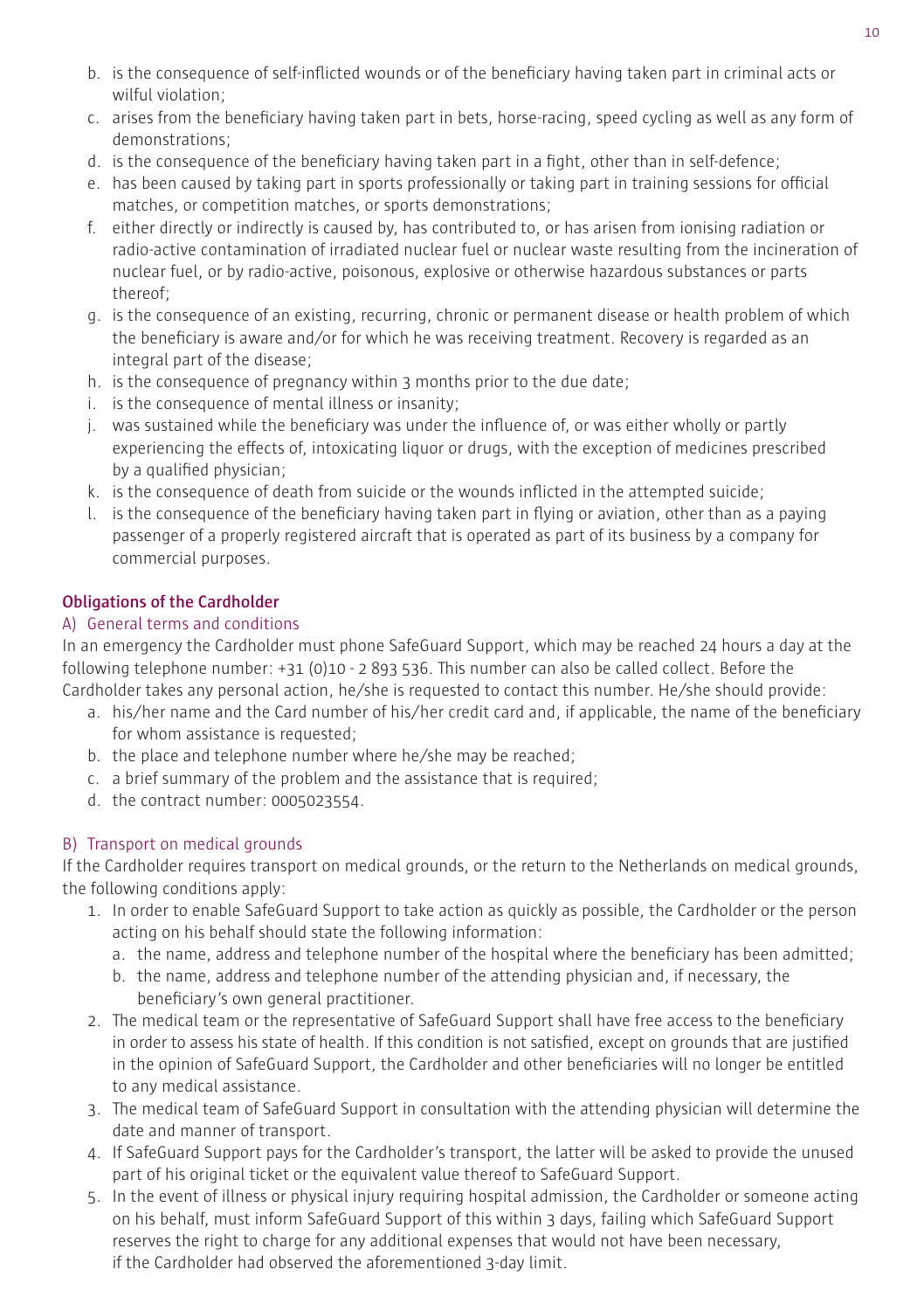b. is the consequence of self-inflicted wounds or of the beneficiary having taken part in criminal acts or wilful violation;
c. arises from the beneficiary having taken part in bets, horse-racing, speed cycling as well as any form of demonstrations;
d. is the consequence of the beneficiary having taken part in a fight, other than in self-defence;
e. has been caused by taking part in sports professionally or taking part in training sessions for official matches, or competition matches, or sports demonstrations;
f. either directly or indirectly is caused by, has contributed to, or has arisen from ionising radiation or radio-active contamination of irradiated nuclear fuel or nuclear waste resulting from the incineration of nuclear fuel, or by radio-active, poisonous, explosive or otherwise hazardous substances or parts thereof;
g. is the consequence of an existing, recurring, chronic or permanent disease or health problem of which the beneficiary is aware and/or for which he was receiving treatment. Recovery is regarded as an integral part of the disease;
h. is the consequence of pregnancy within 3 months prior to the due date;
i. is the consequence of mental illness or insanity;
j. was sustained while the beneficiary was under the influence of, or was either wholly or partly experiencing the effects of, intoxicating liquor or drugs, with the exception of medicines prescribed by a qualified physician;
k. is the consequence of death from suicide or the wounds inflicted in the attempted suicide;
l. is the consequence of the beneficiary having taken part in flying or aviation, other than as a paying passenger of a properly registered aircraft that is operated as part of its business by a company for commercial purposes.

### Obligations of the Cardholder

#### A) General terms and conditions

In an emergency the Cardholder must phone SafeGuard Support, which may be reached 24 hours a day at the following telephone number: +31 (0)10 - 2 893 536. This number can also be called collect. Before the Cardholder takes any personal action, he/she is requested to contact this number. He/she should provide:

a. his/her name and the Card number of his/her credit card and, if applicable, the name of the beneficiary for whom assistance is requested;
b. the place and telephone number where he/she may be reached;
c. a brief summary of the problem and the assistance that is required;
d. the contract number: 0005023554.

#### B) Transport on medical grounds

If the Cardholder requires transport on medical grounds, or the return to the Netherlands on medical grounds, the following conditions apply:

1. In order to enable SafeGuard Support to take action as quickly as possible, the Cardholder or the person acting on his behalf should state the following information:
   a. the name, address and telephone number of the hospital where the beneficiary has been admitted;
   b. the name, address and telephone number of the attending physician and, if necessary, the beneficiary's own general practitioner.
2. The medical team or the representative of SafeGuard Support shall have free access to the beneficiary in order to assess his state of health. If this condition is not satisfied, except on grounds that are justified in the opinion of SafeGuard Support, the Cardholder and other beneficiaries will no longer be entitled to any medical assistance.
3. The medical team of SafeGuard Support in consultation with the attending physician will determine the date and manner of transport.
4. If SafeGuard Support pays for the Cardholder's transport, the latter will be asked to provide the unused part of his original ticket or the equivalent value thereof to SafeGuard Support.
5. In the event of illness or physical injury requiring hospital admission, the Cardholder or someone acting on his behalf, must inform SafeGuard Support of this within 3 days, failing which SafeGuard Support reserves the right to charge for any additional expenses that would not have been necessary, if the Cardholder had observed the aforementioned 3-day limit.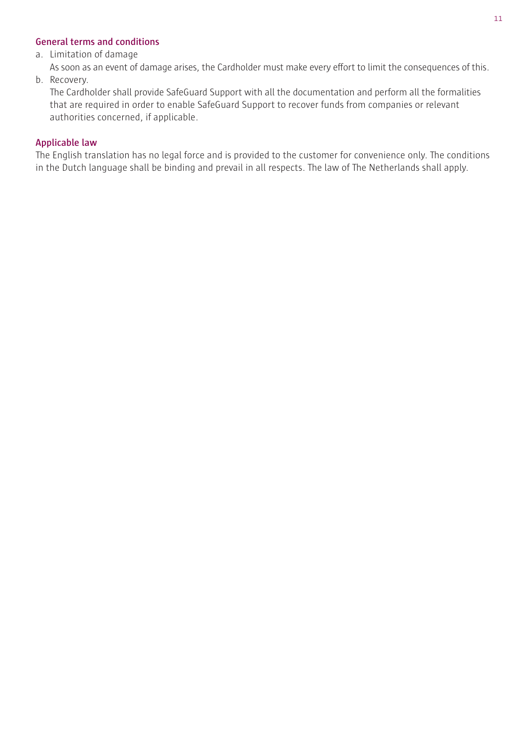### General terms and conditions

a. Limitation of damage
   As soon as an event of damage arises, the Cardholder must make every effort to limit the consequences of this.
b. Recovery.
   The Cardholder shall provide SafeGuard Support with all the documentation and perform all the formalities that are required in order to enable SafeGuard Support to recover funds from companies or relevant authorities concerned, if applicable.

### Applicable law

The English translation has no legal force and is provided to the customer for convenience only. The conditions in the Dutch language shall be binding and prevail in all respects. The law of The Netherlands shall apply.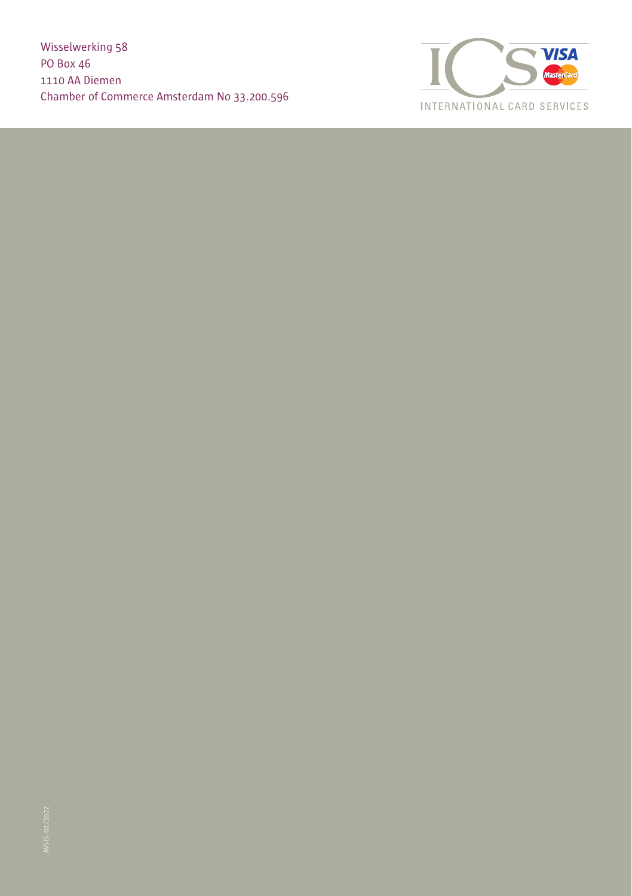Wisselwerking 58
PO Box 46
1110 AA Diemen
Chamber of Commerce Amsterdam No 33.200.596

INTERNATIONAL CARD SERVICES

AVSIS-02/2022